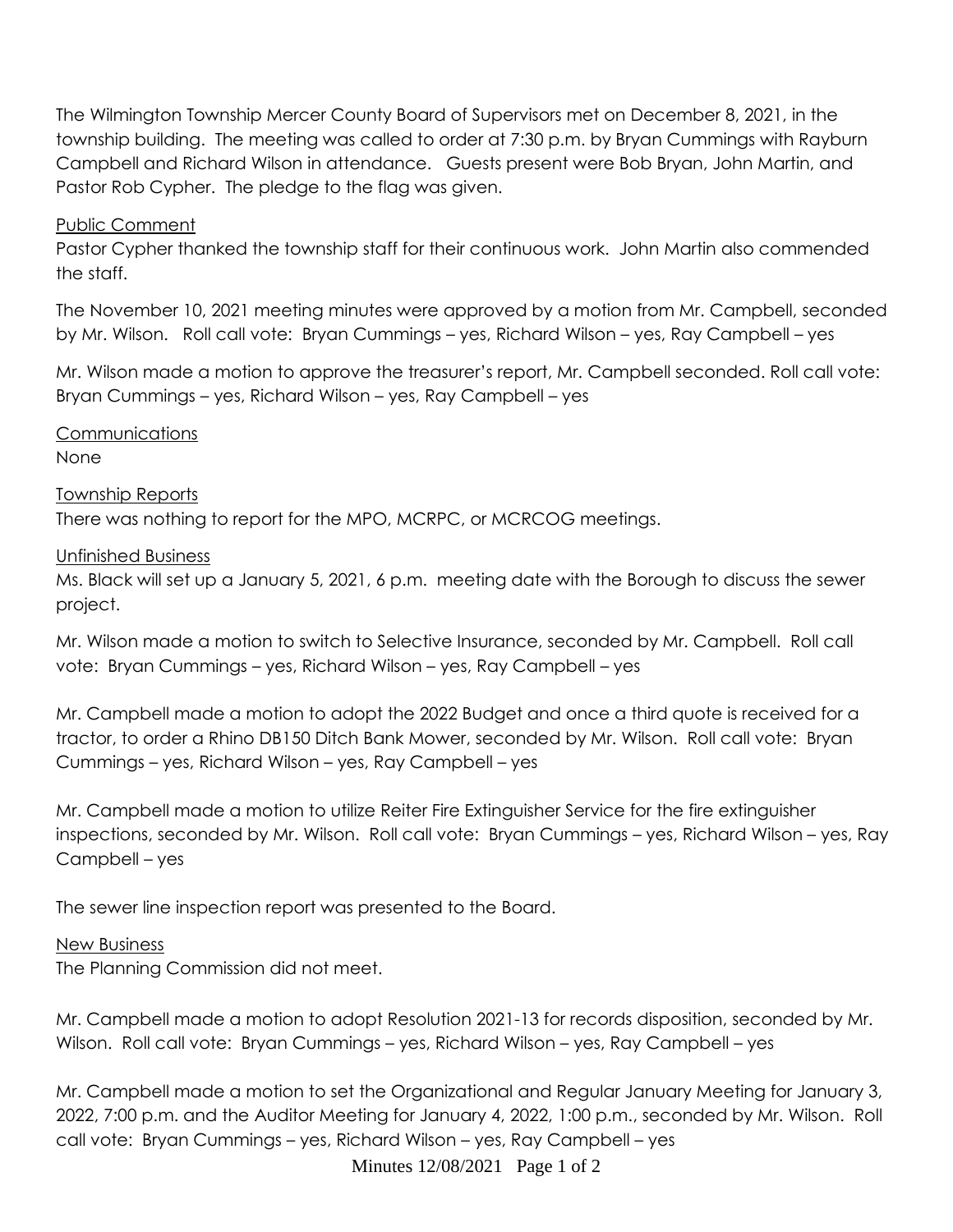The Wilmington Township Mercer County Board of Supervisors met on December 8, 2021, in the township building. The meeting was called to order at 7:30 p.m. by Bryan Cummings with Rayburn Campbell and Richard Wilson in attendance. Guests present were Bob Bryan, John Martin, and Pastor Rob Cypher. The pledge to the flag was given.

<u>Public Comment</u>

Pastor Cypher thanked the township staff for their continuous work. John Martin also commended the staff.

The November 10, 2021 meeting minutes were approved by a motion from Mr. Campbell, seconded by Mr. Wilson. Roll call vote: Bryan Cummings – yes, Richard Wilson – yes, Ray Campbell – yes

Mr. Wilson made a motion to approve the treasurer's report, Mr. Campbell seconded. Roll call vote: Bryan Cummings – yes, Richard Wilson – yes, Ray Campbell – yes

<u>Communications</u>

None

<u>Township Reports</u>

There was nothing to report for the MPO, MCRPC, or MCRCOG meetings.

<u>Unfinished Business</u>

Ms. Black will set up a January 5, 2021, 6 p.m. meeting date with the Borough to discuss the sewer project.

Mr. Wilson made a motion to switch to Selective Insurance, seconded by Mr. Campbell. Roll call vote: Bryan Cummings – yes, Richard Wilson – yes, Ray Campbell – yes

Mr. Campbell made a motion to adopt the 2022 Budget and once a third quote is received for a tractor, to order a Rhino DB150 Ditch Bank Mower, seconded by Mr. Wilson. Roll call vote: Bryan Cummings – yes, Richard Wilson – yes, Ray Campbell – yes

Mr. Campbell made a motion to utilize Reiter Fire Extinguisher Service for the fire extinguisher inspections, seconded by Mr. Wilson. Roll call vote: Bryan Cummings – yes, Richard Wilson – yes, Ray Campbell – yes

The sewer line inspection report was presented to the Board.

<u>New Business</u>

The Planning Commission did not meet.

Mr. Campbell made a motion to adopt Resolution 2021-13 for records disposition, seconded by Mr. Wilson. Roll call vote: Bryan Cummings – yes, Richard Wilson – yes, Ray Campbell – yes

Mr. Campbell made a motion to set the Organizational and Regular January Meeting for January 3, 2022, 7:00 p.m. and the Auditor Meeting for January 4, 2022, 1:00 p.m., seconded by Mr. Wilson. Roll call vote: Bryan Cummings – yes, Richard Wilson – yes, Ray Campbell – yes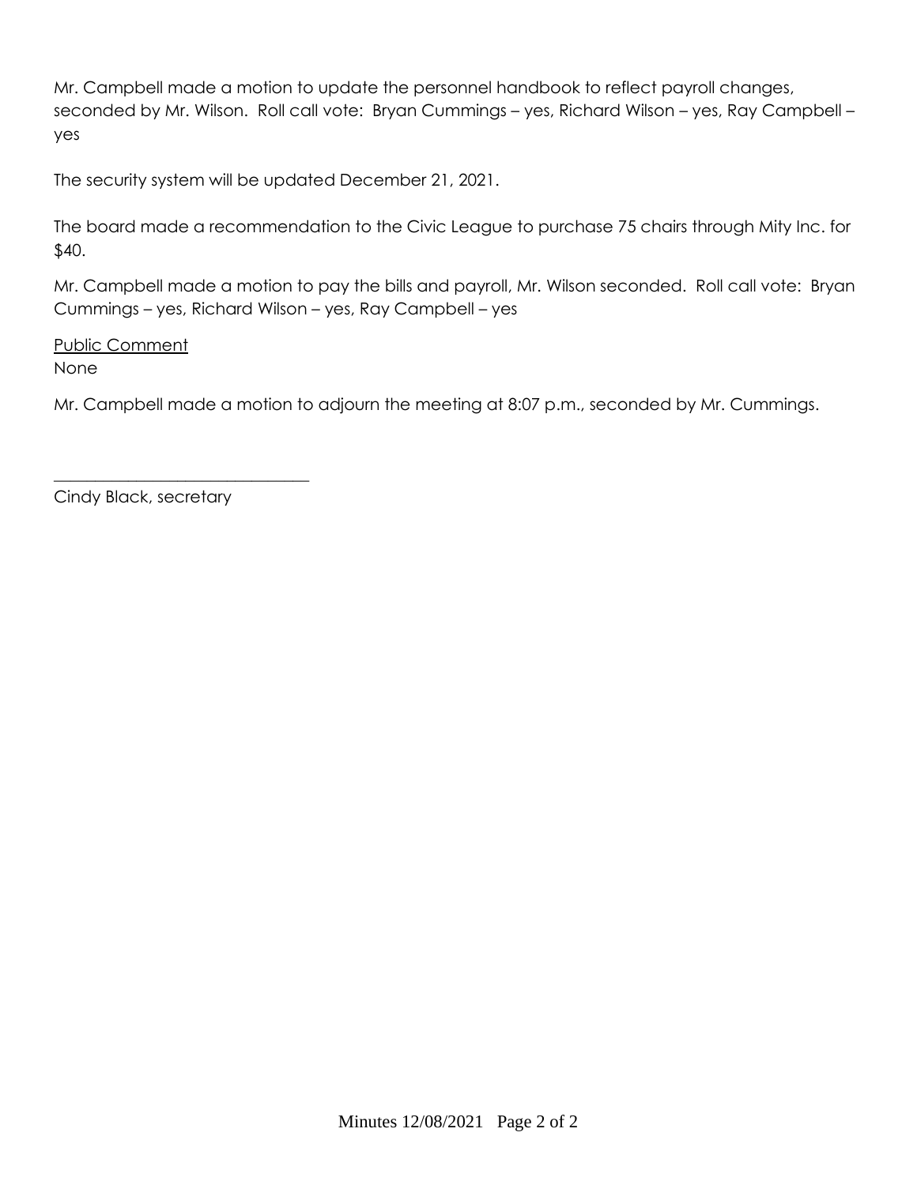Mr. Campbell made a motion to update the personnel handbook to reflect payroll changes, seconded by Mr. Wilson. Roll call vote: Bryan Cummings – yes, Richard Wilson – yes, Ray Campbell – yes

The security system will be updated December 21, 2021.

The board made a recommendation to the Civic League to purchase 75 chairs through Mity Inc. for $40.

Mr. Campbell made a motion to pay the bills and payroll, Mr. Wilson seconded. Roll call vote: Bryan Cummings – yes, Richard Wilson – yes, Ray Campbell – yes

<u>Public Comment</u>
None

Mr. Campbell made a motion to adjourn the meeting at 8:07 p.m., seconded by Mr. Cummings.

_______________________________
Cindy Black, secretary